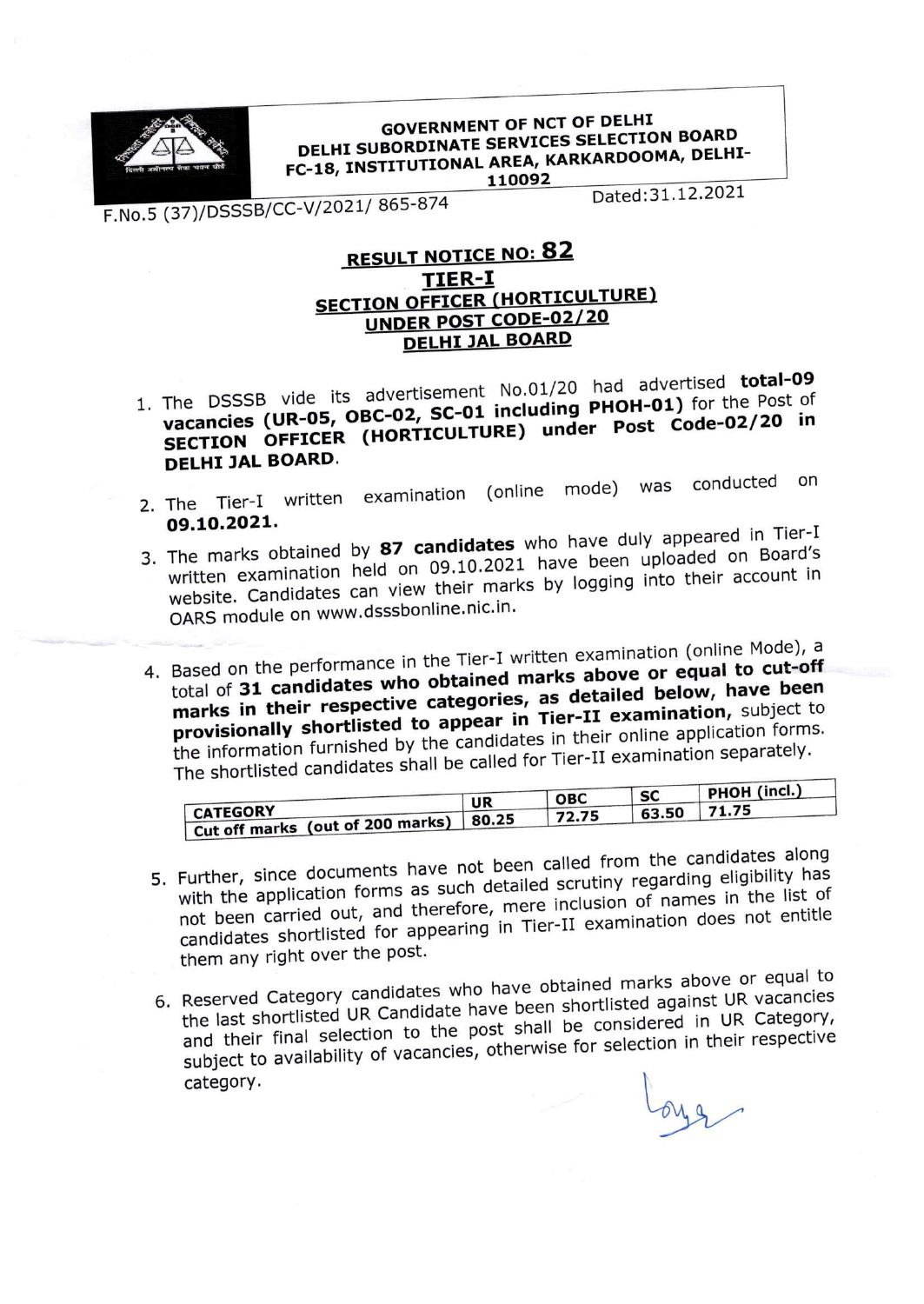**GOVERNMENT OF NCT OF DELHI**
**DELHI SUBORDINATE SERVICES SELECTION BOARD**
**FC-18, INSTITUTIONAL AREA, KARKARDOOMA, DELHI-110092**

F.No.5 (37)/DSSSB/CC-V/2021/ 865-874 Dated:31.12.2021

# RESULT NOTICE NO: 82

## TIER-I

## SECTION OFFICER (HORTICULTURE)

## UNDER POST CODE-02/20

## DELHI JAL BOARD

1. The DSSSB vide its advertisement No.01/20 had advertised **total-09 vacancies (UR-05, OBC-02, SC-01 including PHOH-01)** for the Post of **SECTION OFFICER (HORTICULTURE) under Post Code-02/20 in DELHI JAL BOARD.**

2. The Tier-I written examination (online mode) was conducted on **09.10.2021.**

3. The marks obtained by **87 candidates** who have duly appeared in Tier-I written examination held on 09.10.2021 have been uploaded on Board's website. Candidates can view their marks by logging into their account in OARS module on www.dsssbonline.nic.in.

4. Based on the performance in the Tier-I written examination (online Mode), a total of **31 candidates who obtained marks above or equal to cut-off marks in their respective categories, as detailed below, have been provisionally shortlisted to appear in Tier-II examination,** subject to the information furnished by the candidates in their online application forms. The shortlisted candidates shall be called for Tier-II examination separately.

| CATEGORY | UR | OBC | SC | PHOH (incl.) |
|---|---|---|---|---|
| Cut off marks (out of 200 marks) | 80.25 | 72.75 | 63.50 | 71.75 |

5. Further, since documents have not been called from the candidates along with the application forms as such detailed scrutiny regarding eligibility has not been carried out, and therefore, mere inclusion of names in the list of candidates shortlisted for appearing in Tier-II examination does not entitle them any right over the post.

6. Reserved Category candidates who have obtained marks above or equal to the last shortlisted UR Candidate have been shortlisted against UR vacancies and their final selection to the post shall be considered in UR Category, subject to availability of vacancies, otherwise for selection in their respective category.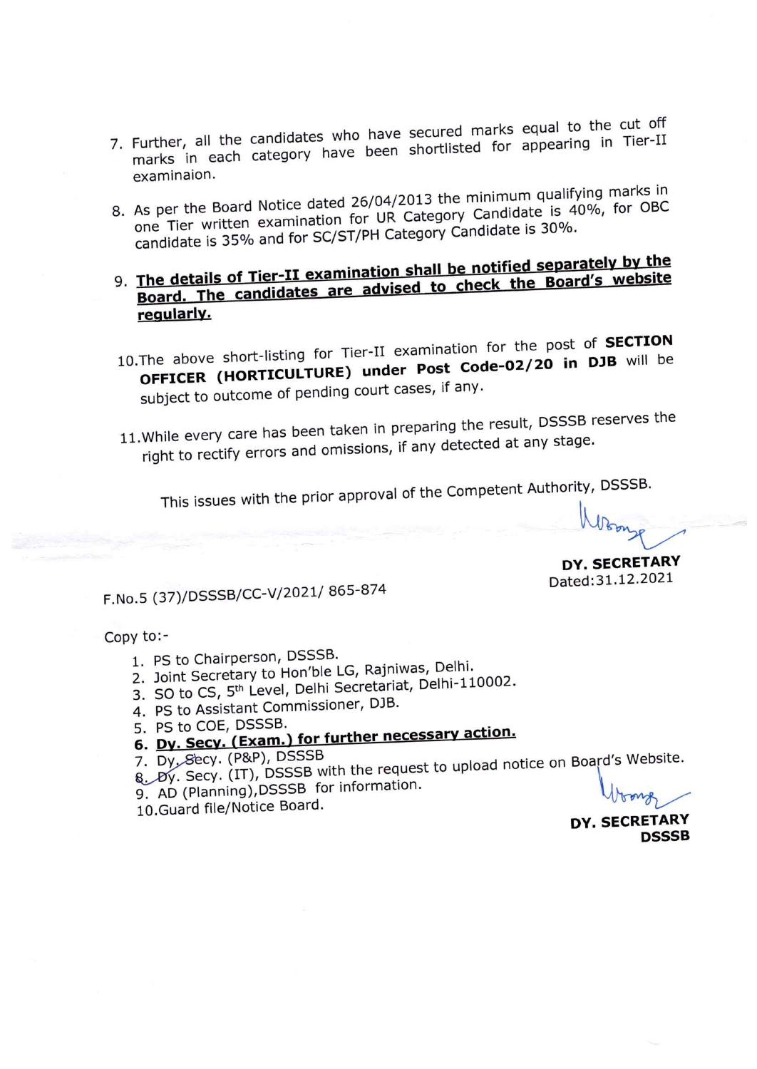7. Further, all the candidates who have secured marks equal to the cut off marks in each category have been shortlisted for appearing in Tier-II examinaion.

8. As per the Board Notice dated 26/04/2013 the minimum qualifying marks in one Tier written examination for UR Category Candidate is 40%, for OBC candidate is 35% and for SC/ST/PH Category Candidate is 30%.

9. **The details of Tier-II examination shall be notified separately by the Board. The candidates are advised to check the Board's website regularly.**

10. The above short-listing for Tier-II examination for the post of **SECTION OFFICER (HORTICULTURE) under Post Code-02/20 in DJB** will be subject to outcome of pending court cases, if any.

11. While every care has been taken in preparing the result, DSSSB reserves the right to rectify errors and omissions, if any detected at any stage.

This issues with the prior approval of the Competent Authority, DSSSB.

**DY. SECRETARY**
Dated:31.12.2021

F.No.5 (37)/DSSSB/CC-V/2021/ 865-874

Copy to:-

1. PS to Chairperson, DSSSB.
2. Joint Secretary to Hon'ble LG, Rajniwas, Delhi.
3. SO to CS, 5th Level, Delhi Secretariat, Delhi-110002.
4. PS to Assistant Commissioner, DJB.
5. PS to COE, DSSSB.
6. **Dy. Secy. (Exam.) for further necessary action.**
7. Dy. Secy. (P&P), DSSSB
8. Dy. Secy. (IT), DSSSB with the request to upload notice on Board's Website.
9. AD (Planning),DSSSB for information.
10. Guard file/Notice Board.

**DY. SECRETARY**
**DSSSB**